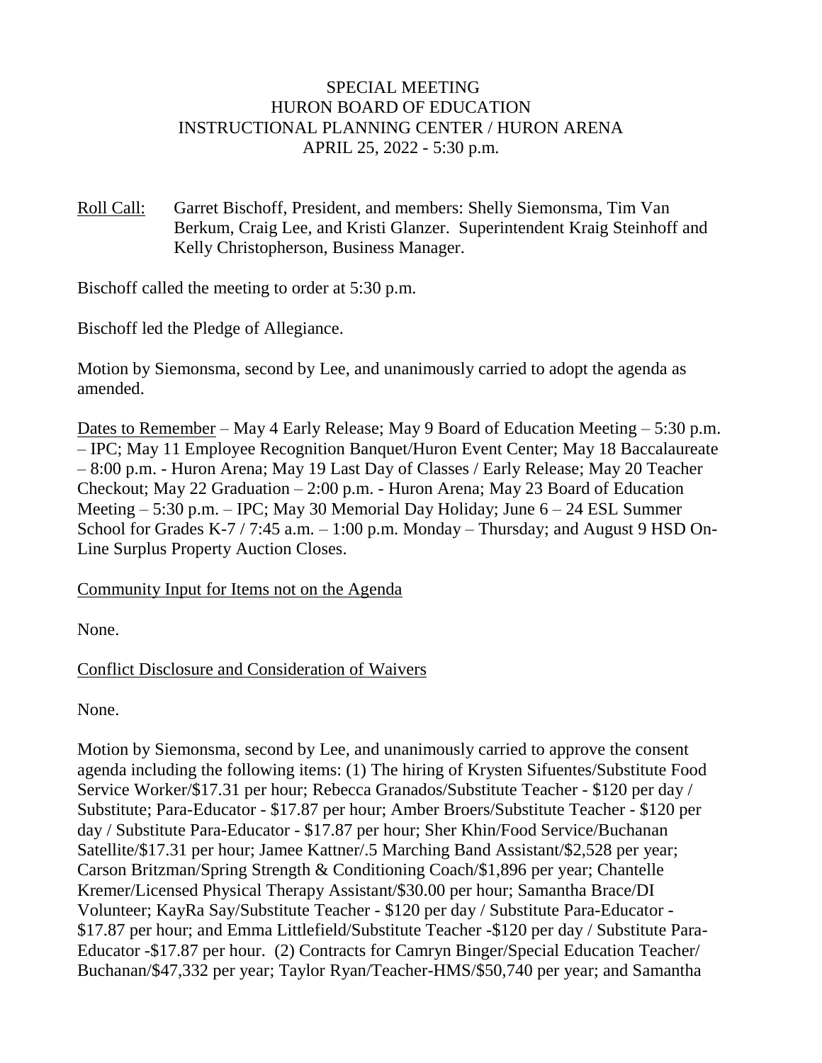# SPECIAL MEETING
## HURON BOARD OF EDUCATION
## INSTRUCTIONAL PLANNING CENTER / HURON ARENA
## APRIL 25, 2022 - 5:30 p.m.

Roll Call: Garret Bischoff, President, and members: Shelly Siemonsma, Tim Van Berkum, Craig Lee, and Kristi Glanzer. Superintendent Kraig Steinhoff and Kelly Christopherson, Business Manager.

Bischoff called the meeting to order at 5:30 p.m.

Bischoff led the Pledge of Allegiance.

Motion by Siemonsma, second by Lee, and unanimously carried to adopt the agenda as amended.

Dates to Remember – May 4 Early Release; May 9 Board of Education Meeting – 5:30 p.m. – IPC; May 11 Employee Recognition Banquet/Huron Event Center; May 18 Baccalaureate – 8:00 p.m. - Huron Arena; May 19 Last Day of Classes / Early Release; May 20 Teacher Checkout; May 22 Graduation – 2:00 p.m. - Huron Arena; May 23 Board of Education Meeting – 5:30 p.m. – IPC; May 30 Memorial Day Holiday; June 6 – 24 ESL Summer School for Grades K-7 / 7:45 a.m. – 1:00 p.m. Monday – Thursday; and August 9 HSD On-Line Surplus Property Auction Closes.

Community Input for Items not on the Agenda

None.

Conflict Disclosure and Consideration of Waivers

None.

Motion by Siemonsma, second by Lee, and unanimously carried to approve the consent agenda including the following items: (1) The hiring of Krysten Sifuentes/Substitute Food Service Worker/$17.31 per hour; Rebecca Granados/Substitute Teacher - $120 per day / Substitute; Para-Educator - $17.87 per hour; Amber Broers/Substitute Teacher - $120 per day / Substitute Para-Educator - $17.87 per hour; Sher Khin/Food Service/Buchanan Satellite/$17.31 per hour; Jamee Kattner/.5 Marching Band Assistant/$2,528 per year; Carson Britzman/Spring Strength & Conditioning Coach/$1,896 per year; Chantelle Kremer/Licensed Physical Therapy Assistant/$30.00 per hour; Samantha Brace/DI Volunteer; KayRa Say/Substitute Teacher - $120 per day / Substitute Para-Educator - $17.87 per hour; and Emma Littlefield/Substitute Teacher -$120 per day / Substitute Para-Educator -$17.87 per hour. (2) Contracts for Camryn Binger/Special Education Teacher/ Buchanan/$47,332 per year; Taylor Ryan/Teacher-HMS/$50,740 per year; and Samantha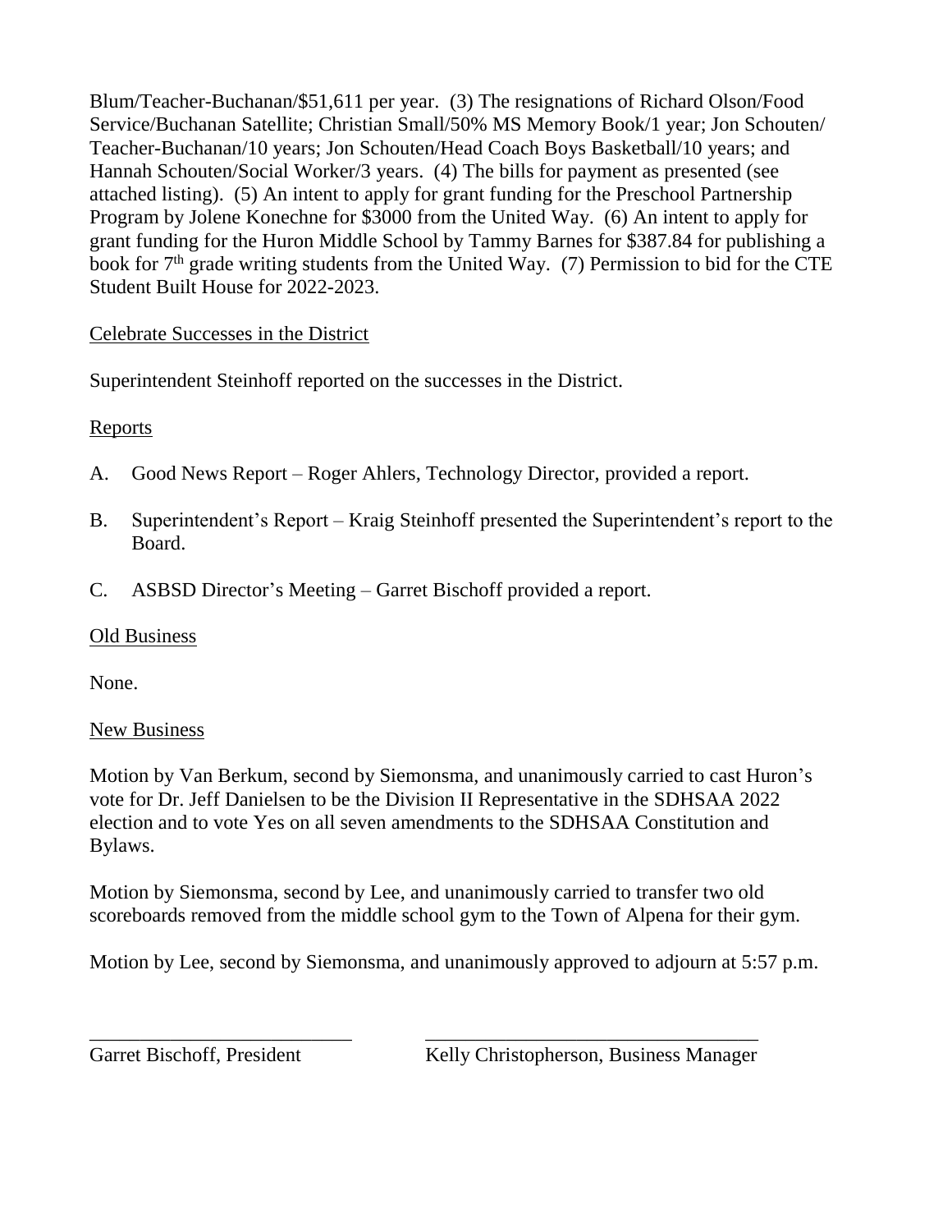Blum/Teacher-Buchanan/$51,611 per year. (3) The resignations of Richard Olson/Food Service/Buchanan Satellite; Christian Small/50% MS Memory Book/1 year; Jon Schouten/ Teacher-Buchanan/10 years; Jon Schouten/Head Coach Boys Basketball/10 years; and Hannah Schouten/Social Worker/3 years. (4) The bills for payment as presented (see attached listing). (5) An intent to apply for grant funding for the Preschool Partnership Program by Jolene Konechne for $3000 from the United Way. (6) An intent to apply for grant funding for the Huron Middle School by Tammy Barnes for $387.84 for publishing a book for 7th grade writing students from the United Way. (7) Permission to bid for the CTE Student Built House for 2022-2023.

Celebrate Successes in the District

Superintendent Steinhoff reported on the successes in the District.

Reports

A. Good News Report – Roger Ahlers, Technology Director, provided a report.

B. Superintendent's Report – Kraig Steinhoff presented the Superintendent's report to the Board.

C. ASBSD Director's Meeting – Garret Bischoff provided a report.

Old Business

None.

New Business

Motion by Van Berkum, second by Siemonsma, and unanimously carried to cast Huron's vote for Dr. Jeff Danielsen to be the Division II Representative in the SDHSAA 2022 election and to vote Yes on all seven amendments to the SDHSAA Constitution and Bylaws.

Motion by Siemonsma, second by Lee, and unanimously carried to transfer two old scoreboards removed from the middle school gym to the Town of Alpena for their gym.

Motion by Lee, second by Siemonsma, and unanimously approved to adjourn at 5:57 p.m.

___________________________ ___________________________________

Garret Bischoff, President Kelly Christopherson, Business Manager